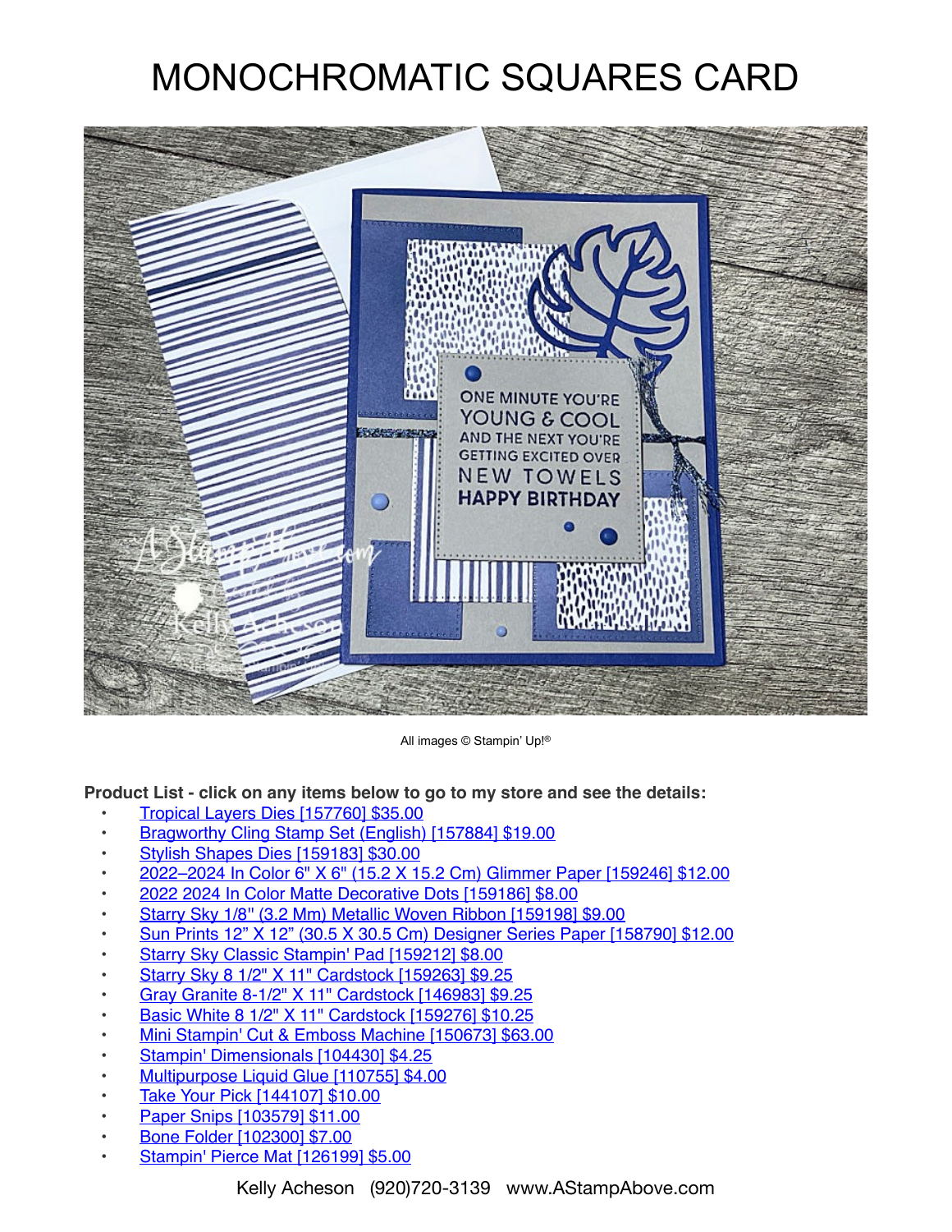# MONOCHROMATIC SQUARES CARD

All images © Stampin' Up!®

**Product List - click on any items below to go to my store and see the details:**

- Tropical Layers Dies [157760] $35.00
- Bragworthy Cling Stamp Set (English) [157884] $19.00
- Stylish Shapes Dies [159183] $30.00
- 2022–2024 In Color 6" X 6" (15.2 X 15.2 Cm) Glimmer Paper [159246] $12.00
- 2022 2024 In Color Matte Decorative Dots [159186] $8.00
- Starry Sky 1/8" (3.2 Mm) Metallic Woven Ribbon [159198] $9.00
- Sun Prints 12" X 12" (30.5 X 30.5 Cm) Designer Series Paper [158790] $12.00
- Starry Sky Classic Stampin' Pad [159212] $8.00
- Starry Sky 8 1/2" X 11" Cardstock [159263] $9.25
- Gray Granite 8-1/2" X 11" Cardstock [146983] $9.25
- Basic White 8 1/2" X 11" Cardstock [159276] $10.25
- Mini Stampin' Cut & Emboss Machine [150673] $63.00
- Stampin' Dimensionals [104430] $4.25
- Multipurpose Liquid Glue [110755] $4.00
- Take Your Pick [144107] $10.00
- Paper Snips [103579] $11.00
- Bone Folder [102300] $7.00
- Stampin' Pierce Mat [126199] $5.00

Kelly Acheson (920)720-3139 www.AStampAbove.com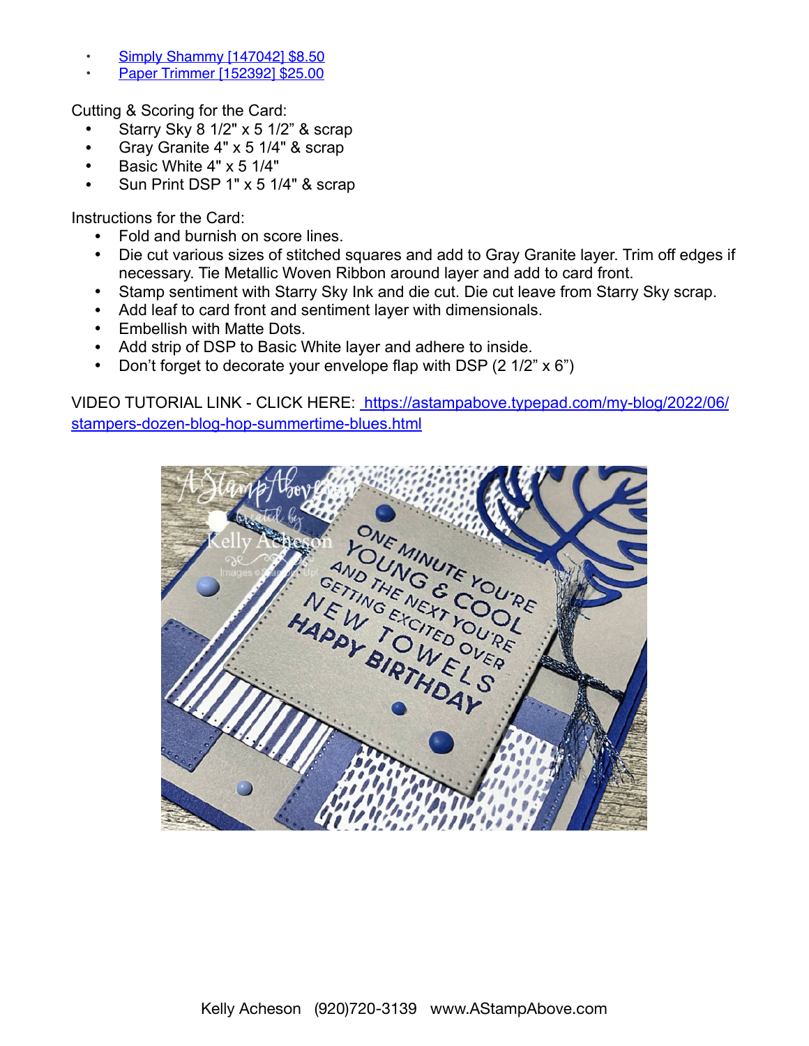- [Simply Shammy [147042] $8.50](#)
- [Paper Trimmer [152392] $25.00](#)

Cutting & Scoring for the Card:

- Starry Sky 8 1/2" x 5 1/2" & scrap
- Gray Granite 4" x 5 1/4" & scrap
- Basic White 4" x 5 1/4"
- Sun Print DSP 1" x 5 1/4" & scrap

Instructions for the Card:

- Fold and burnish on score lines.
- Die cut various sizes of stitched squares and add to Gray Granite layer. Trim off edges if necessary. Tie Metallic Woven Ribbon around layer and add to card front.
- Stamp sentiment with Starry Sky Ink and die cut. Die cut leave from Starry Sky scrap.
- Add leaf to card front and sentiment layer with dimensionals.
- Embellish with Matte Dots.
- Add strip of DSP to Basic White layer and adhere to inside.
- Don't forget to decorate your envelope flap with DSP (2 1/2" x 6")

VIDEO TUTORIAL LINK - CLICK HERE: [https://astampabove.typepad.com/my-blog/2022/06/stampers-dozen-blog-hop-summertime-blues.html](https://astampabove.typepad.com/my-blog/2022/06/stampers-dozen-blog-hop-summertime-blues.html)

Kelly Acheson (920)720-3139 www.AStampAbove.com